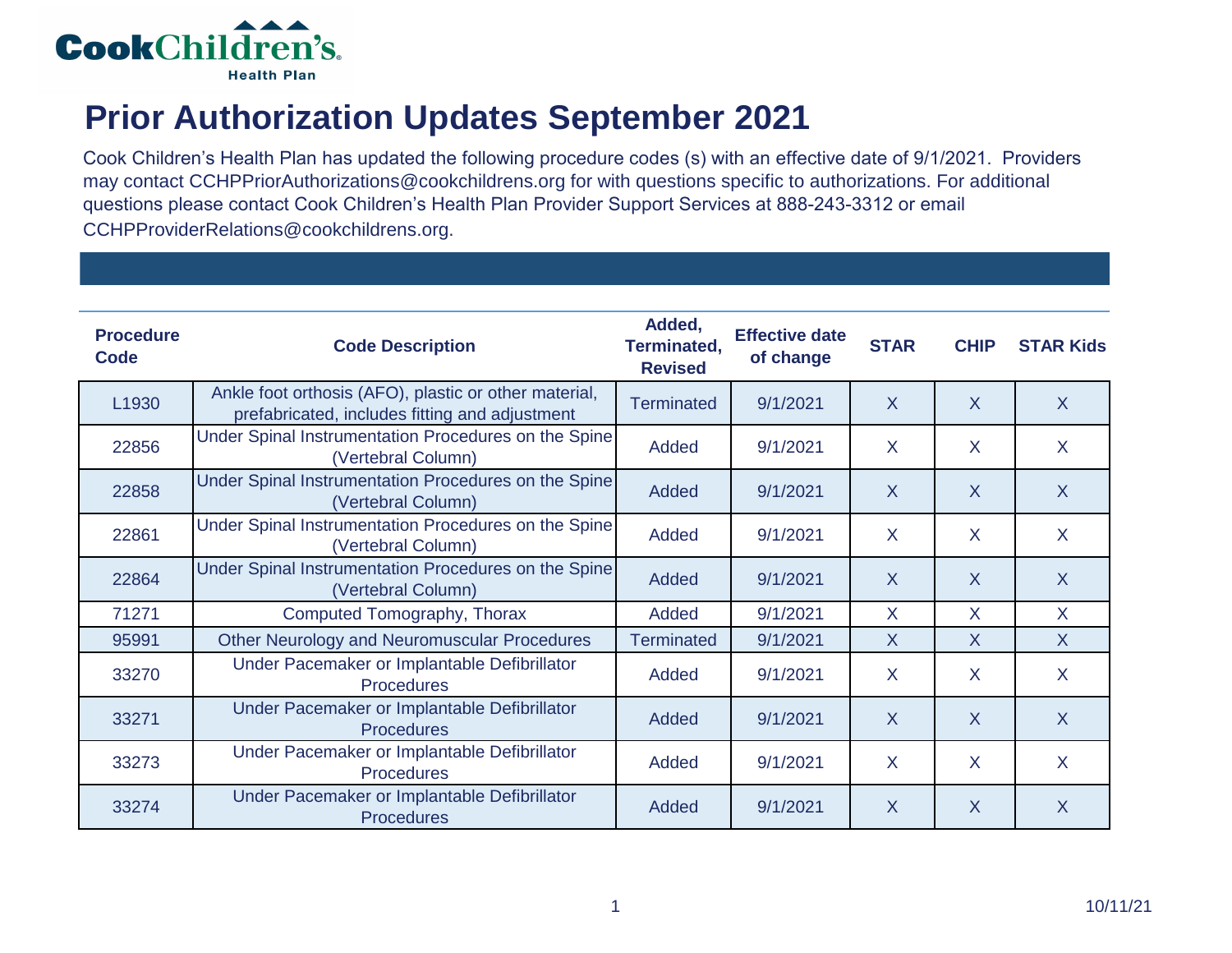CookChildren's Health Plan

# Prior Authorization Updates September 2021

Cook Children's Health Plan has updated the following procedure codes (s) with an effective date of 9/1/2021. Providers may contact CCHPPriorAuthorizations@cookchildrens.org for with questions specific to authorizations. For additional questions please contact Cook Children's Health Plan Provider Support Services at 888-243-3312 or email CCHPProviderRelations@cookchildrens.org.

| Procedure Code | Code Description | Added, Terminated, Revised | Effective date of change | STAR | CHIP | STAR Kids |
|---|---|---|---|---|---|---|
| L1930 | Ankle foot orthosis (AFO), plastic or other material, prefabricated, includes fitting and adjustment | Terminated | 9/1/2021 | X | X | X |
| 22856 | Under Spinal Instrumentation Procedures on the Spine (Vertebral Column) | Added | 9/1/2021 | X | X | X |
| 22858 | Under Spinal Instrumentation Procedures on the Spine (Vertebral Column) | Added | 9/1/2021 | X | X | X |
| 22861 | Under Spinal Instrumentation Procedures on the Spine (Vertebral Column) | Added | 9/1/2021 | X | X | X |
| 22864 | Under Spinal Instrumentation Procedures on the Spine (Vertebral Column) | Added | 9/1/2021 | X | X | X |
| 71271 | Computed Tomography, Thorax | Added | 9/1/2021 | X | X | X |
| 95991 | Other Neurology and Neuromuscular Procedures | Terminated | 9/1/2021 | X | X | X |
| 33270 | Under Pacemaker or Implantable Defibrillator Procedures | Added | 9/1/2021 | X | X | X |
| 33271 | Under Pacemaker or Implantable Defibrillator Procedures | Added | 9/1/2021 | X | X | X |
| 33273 | Under Pacemaker or Implantable Defibrillator Procedures | Added | 9/1/2021 | X | X | X |
| 33274 | Under Pacemaker or Implantable Defibrillator Procedures | Added | 9/1/2021 | X | X | X |

10/11/21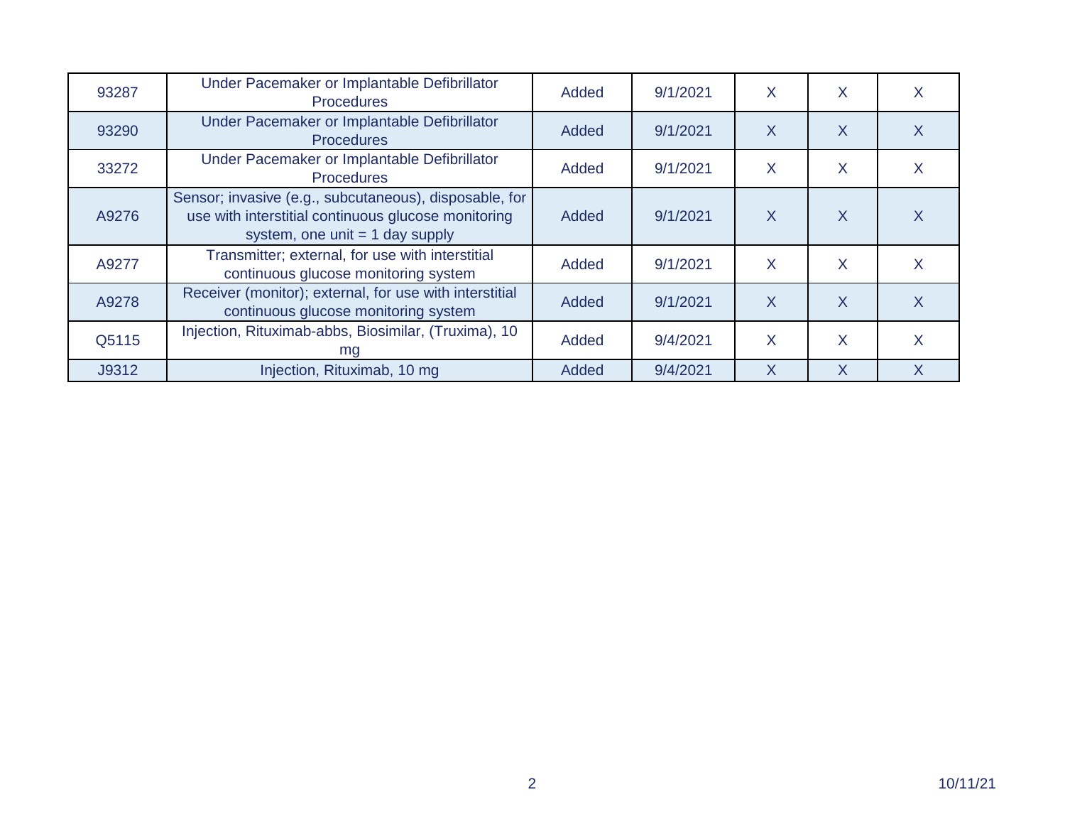| | | | | | | |
|---|---|---|---|---|---|---|
| 93287 | Under Pacemaker or Implantable Defibrillator Procedures | Added | 9/1/2021 | X | X | X |
| 93290 | Under Pacemaker or Implantable Defibrillator Procedures | Added | 9/1/2021 | X | X | X |
| 33272 | Under Pacemaker or Implantable Defibrillator Procedures | Added | 9/1/2021 | X | X | X |
| A9276 | Sensor; invasive (e.g., subcutaneous), disposable, for use with interstitial continuous glucose monitoring system, one unit = 1 day supply | Added | 9/1/2021 | X | X | X |
| A9277 | Transmitter; external, for use with interstitial continuous glucose monitoring system | Added | 9/1/2021 | X | X | X |
| A9278 | Receiver (monitor); external, for use with interstitial continuous glucose monitoring system | Added | 9/1/2021 | X | X | X |
| Q5115 | Injection, Rituximab-abbs, Biosimilar, (Truxima), 10 mg | Added | 9/4/2021 | X | X | X |
| J9312 | Injection, Rituximab, 10 mg | Added | 9/4/2021 | X | X | X |

10/11/21